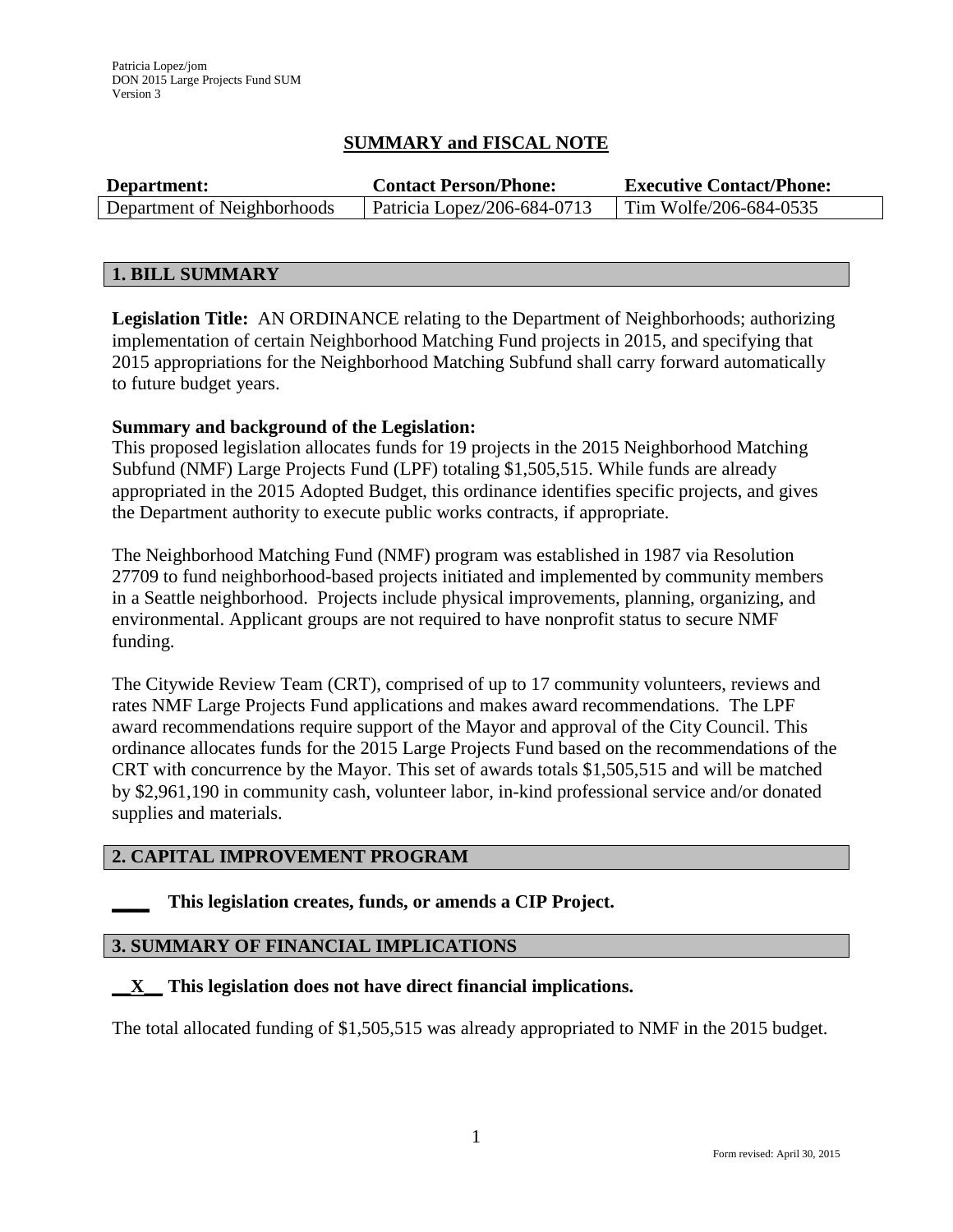Patricia Lopez/jom
DON 2015 Large Projects Fund SUM
Version 3

# SUMMARY and FISCAL NOTE

| Department: | Contact Person/Phone: | Executive Contact/Phone: |
|---|---|---|
| Department of Neighborhoods | Patricia Lopez/206-684-0713 | Tim Wolfe/206-684-0535 |

## 1. BILL SUMMARY

**Legislation Title:** AN ORDINANCE relating to the Department of Neighborhoods; authorizing implementation of certain Neighborhood Matching Fund projects in 2015, and specifying that 2015 appropriations for the Neighborhood Matching Subfund shall carry forward automatically to future budget years.

**Summary and background of the Legislation:**
This proposed legislation allocates funds for 19 projects in the 2015 Neighborhood Matching Subfund (NMF) Large Projects Fund (LPF) totaling $1,505,515. While funds are already appropriated in the 2015 Adopted Budget, this ordinance identifies specific projects, and gives the Department authority to execute public works contracts, if appropriate.

The Neighborhood Matching Fund (NMF) program was established in 1987 via Resolution 27709 to fund neighborhood-based projects initiated and implemented by community members in a Seattle neighborhood. Projects include physical improvements, planning, organizing, and environmental. Applicant groups are not required to have nonprofit status to secure NMF funding.

The Citywide Review Team (CRT), comprised of up to 17 community volunteers, reviews and rates NMF Large Projects Fund applications and makes award recommendations. The LPF award recommendations require support of the Mayor and approval of the City Council. This ordinance allocates funds for the 2015 Large Projects Fund based on the recommendations of the CRT with concurrence by the Mayor. This set of awards totals $1,505,515 and will be matched by $2,961,190 in community cash, volunteer labor, in-kind professional service and/or donated supplies and materials.

## 2. CAPITAL IMPROVEMENT PROGRAM

**____ This legislation creates, funds, or amends a CIP Project.**

## 3. SUMMARY OF FINANCIAL IMPLICATIONS

**__X__ This legislation does not have direct financial implications.**

The total allocated funding of $1,505,515 was already appropriated to NMF in the 2015 budget.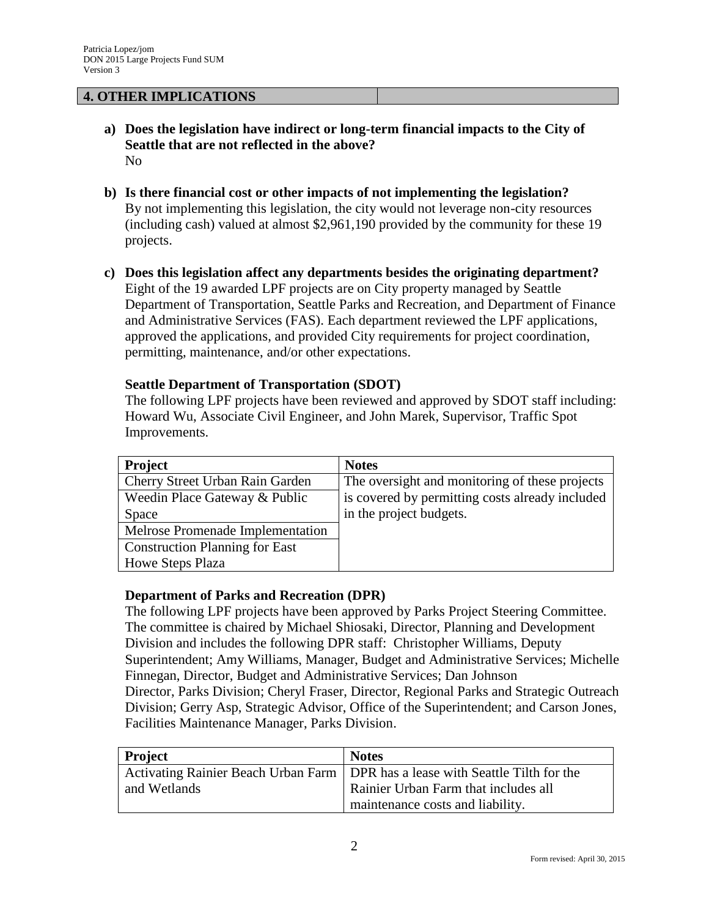## 4. OTHER IMPLICATIONS

**a) Does the legislation have indirect or long-term financial impacts to the City of Seattle that are not reflected in the above?**
No

**b) Is there financial cost or other impacts of not implementing the legislation?**
By not implementing this legislation, the city would not leverage non-city resources (including cash) valued at almost $2,961,190 provided by the community for these 19 projects.

**c) Does this legislation affect any departments besides the originating department?**
Eight of the 19 awarded LPF projects are on City property managed by Seattle Department of Transportation, Seattle Parks and Recreation, and Department of Finance and Administrative Services (FAS). Each department reviewed the LPF applications, approved the applications, and provided City requirements for project coordination, permitting, maintenance, and/or other expectations.

**Seattle Department of Transportation (SDOT)**
The following LPF projects have been reviewed and approved by SDOT staff including: Howard Wu, Associate Civil Engineer, and John Marek, Supervisor, Traffic Spot Improvements.

| Project | Notes |
|---|---|
| Cherry Street Urban Rain Garden | The oversight and monitoring of these projects is covered by permitting costs already included in the project budgets. |
| Weedin Place Gateway & Public Space | |
| Melrose Promenade Implementation | |
| Construction Planning for East Howe Steps Plaza | |

**Department of Parks and Recreation (DPR)**
The following LPF projects have been approved by Parks Project Steering Committee. The committee is chaired by Michael Shiosaki, Director, Planning and Development Division and includes the following DPR staff: Christopher Williams, Deputy Superintendent; Amy Williams, Manager, Budget and Administrative Services; Michelle Finnegan, Director, Budget and Administrative Services; Dan Johnson Director, Parks Division; Cheryl Fraser, Director, Regional Parks and Strategic Outreach Division; Gerry Asp, Strategic Advisor, Office of the Superintendent; and Carson Jones, Facilities Maintenance Manager, Parks Division.

| Project | Notes |
|---|---|
| Activating Rainier Beach Urban Farm and Wetlands | DPR has a lease with Seattle Tilth for the Rainier Urban Farm that includes all maintenance costs and liability. |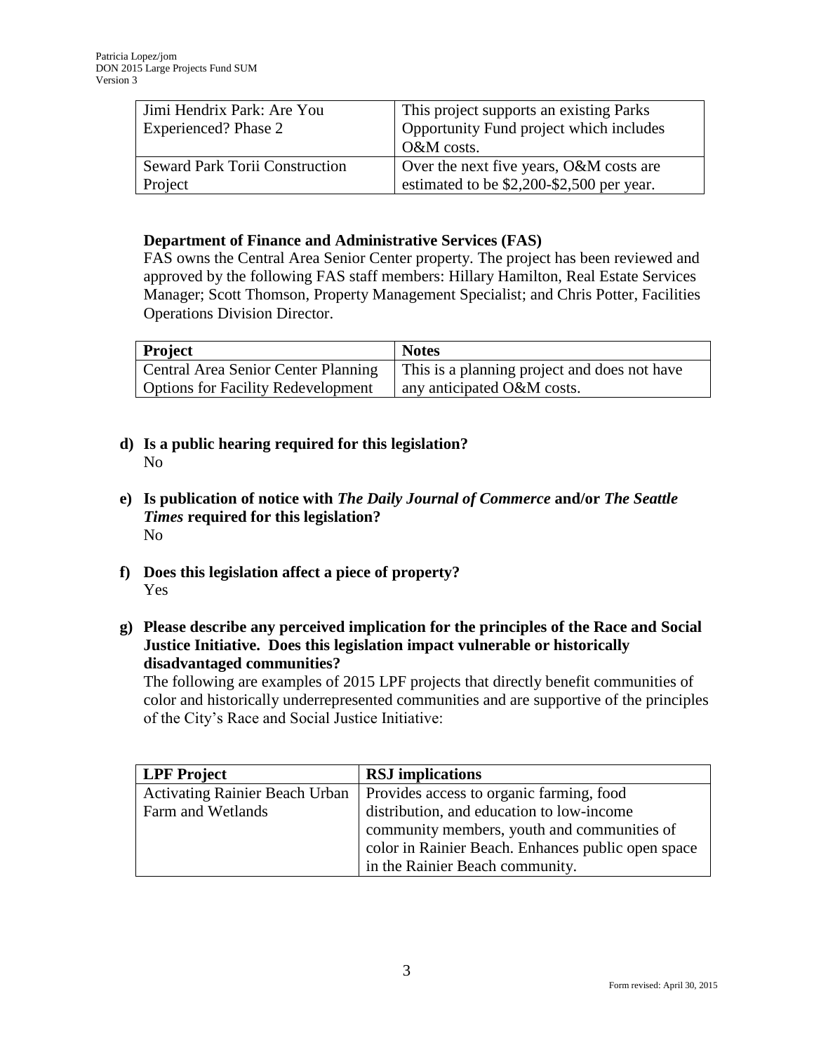| Jimi Hendrix Park: Are You Experienced? Phase 2 | This project supports an existing Parks Opportunity Fund project which includes O&M costs. |
|---|---|
| Seward Park Torii Construction Project | Over the next five years, O&M costs are estimated to be $2,200-$2,500 per year. |

**Department of Finance and Administrative Services (FAS)**

FAS owns the Central Area Senior Center property. The project has been reviewed and approved by the following FAS staff members: Hillary Hamilton, Real Estate Services Manager; Scott Thomson, Property Management Specialist; and Chris Potter, Facilities Operations Division Director.

| Project | Notes |
|---|---|
| Central Area Senior Center Planning Options for Facility Redevelopment | This is a planning project and does not have any anticipated O&M costs. |

**d) Is a public hearing required for this legislation?**

No

**e) Is publication of notice with *The Daily Journal of Commerce* and/or *The Seattle Times* required for this legislation?**

No

**f) Does this legislation affect a piece of property?**

Yes

**g) Please describe any perceived implication for the principles of the Race and Social Justice Initiative. Does this legislation impact vulnerable or historically disadvantaged communities?**

The following are examples of 2015 LPF projects that directly benefit communities of color and historically underrepresented communities and are supportive of the principles of the City's Race and Social Justice Initiative:

| LPF Project | RSJ implications |
|---|---|
| Activating Rainier Beach Urban Farm and Wetlands | Provides access to organic farming, food distribution, and education to low-income community members, youth and communities of color in Rainier Beach. Enhances public open space in the Rainier Beach community. |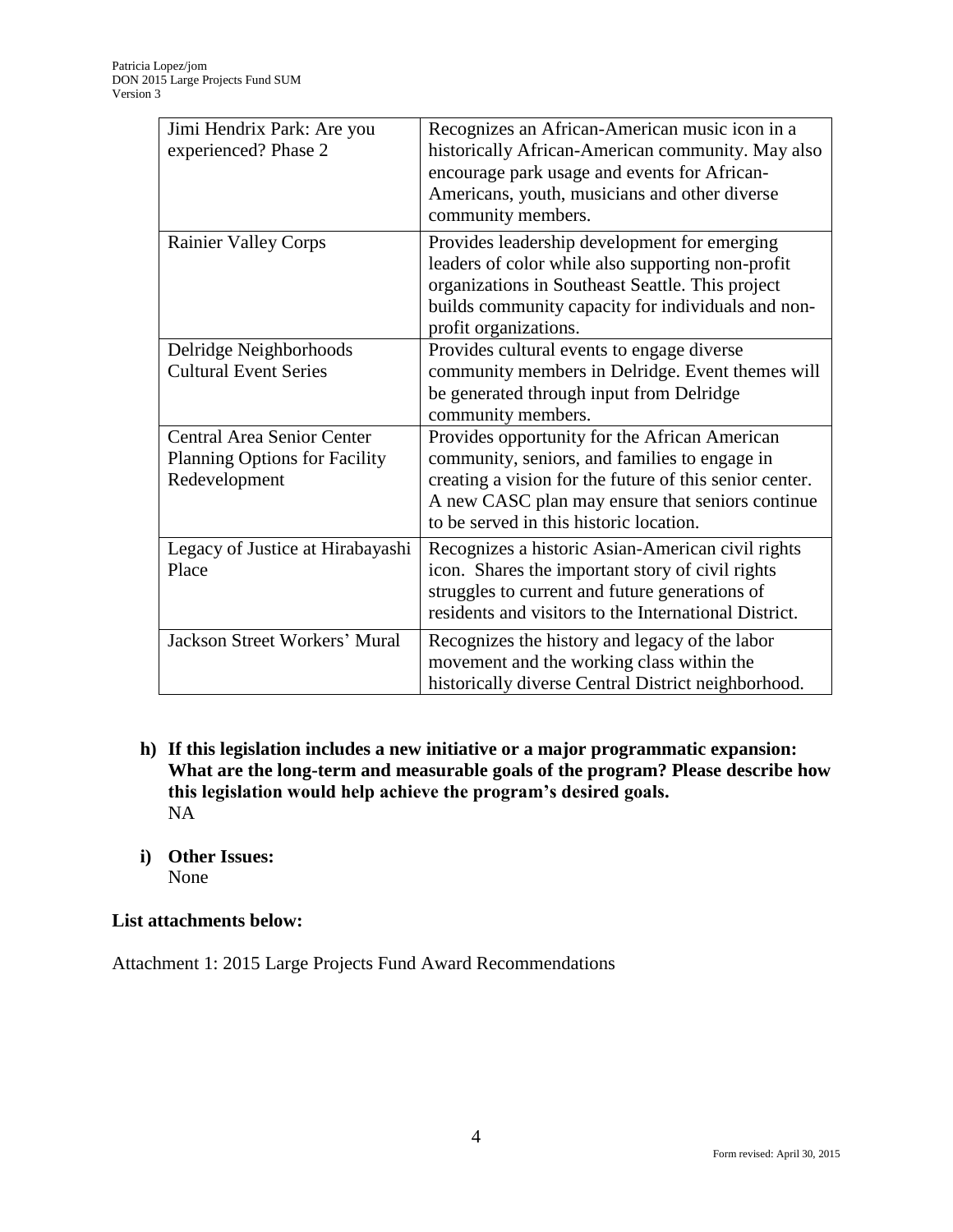| | |
|---|---|
| Jimi Hendrix Park: Are you experienced? Phase 2 | Recognizes an African-American music icon in a historically African-American community. May also encourage park usage and events for African-Americans, youth, musicians and other diverse community members. |
| Rainier Valley Corps | Provides leadership development for emerging leaders of color while also supporting non-profit organizations in Southeast Seattle. This project builds community capacity for individuals and non-profit organizations. |
| Delridge Neighborhoods Cultural Event Series | Provides cultural events to engage diverse community members in Delridge. Event themes will be generated through input from Delridge community members. |
| Central Area Senior Center Planning Options for Facility Redevelopment | Provides opportunity for the African American community, seniors, and families to engage in creating a vision for the future of this senior center. A new CASC plan may ensure that seniors continue to be served in this historic location. |
| Legacy of Justice at Hirabayashi Place | Recognizes a historic Asian-American civil rights icon. Shares the important story of civil rights struggles to current and future generations of residents and visitors to the International District. |
| Jackson Street Workers' Mural | Recognizes the history and legacy of the labor movement and the working class within the historically diverse Central District neighborhood. |

**h) If this legislation includes a new initiative or a major programmatic expansion: What are the long-term and measurable goals of the program? Please describe how this legislation would help achieve the program's desired goals.**
NA

**i) Other Issues:**
None

**List attachments below:**

Attachment 1: 2015 Large Projects Fund Award Recommendations